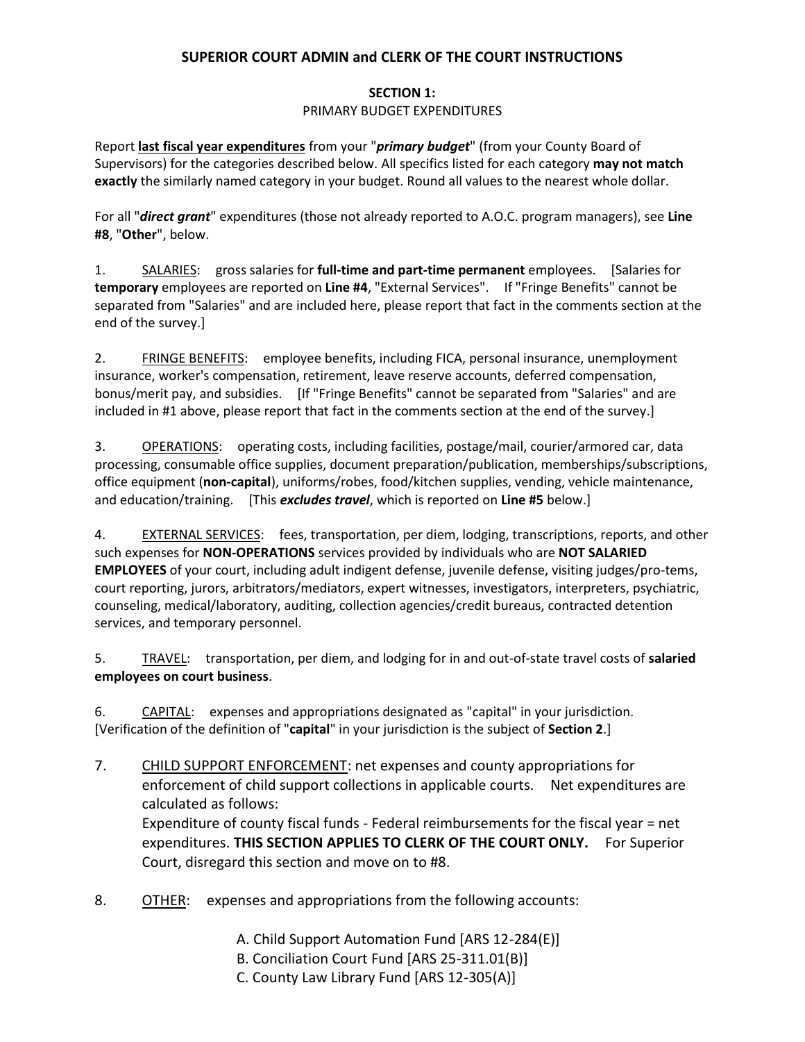# SUPERIOR COURT ADMIN and CLERK OF THE COURT INSTRUCTIONS

## SECTION 1:

PRIMARY BUDGET EXPENDITURES

Report **last fiscal year expenditures** from your "***primary budget***" (from your County Board of Supervisors) for the categories described below. All specifics listed for each category **may not match exactly** the similarly named category in your budget. Round all values to the nearest whole dollar.

For all "***direct grant***" expenditures (those not already reported to A.O.C. program managers), see **Line #8**, "**Other**", below.

1. SALARIES: gross salaries for **full-time and part-time permanent** employees. [Salaries for **temporary** employees are reported on **Line #4**, "External Services". If "Fringe Benefits" cannot be separated from "Salaries" and are included here, please report that fact in the comments section at the end of the survey.]

2. FRINGE BENEFITS: employee benefits, including FICA, personal insurance, unemployment insurance, worker's compensation, retirement, leave reserve accounts, deferred compensation, bonus/merit pay, and subsidies. [If "Fringe Benefits" cannot be separated from "Salaries" and are included in #1 above, please report that fact in the comments section at the end of the survey.]

3. OPERATIONS: operating costs, including facilities, postage/mail, courier/armored car, data processing, consumable office supplies, document preparation/publication, memberships/subscriptions, office equipment (**non-capital**), uniforms/robes, food/kitchen supplies, vending, vehicle maintenance, and education/training. [This ***excludes travel***, which is reported on **Line #5** below.]

4. EXTERNAL SERVICES: fees, transportation, per diem, lodging, transcriptions, reports, and other such expenses for **NON-OPERATIONS** services provided by individuals who are **NOT SALARIED EMPLOYEES** of your court, including adult indigent defense, juvenile defense, visiting judges/pro-tems, court reporting, jurors, arbitrators/mediators, expert witnesses, investigators, interpreters, psychiatric, counseling, medical/laboratory, auditing, collection agencies/credit bureaus, contracted detention services, and temporary personnel.

5. TRAVEL: transportation, per diem, and lodging for in and out-of-state travel costs of **salaried employees on court business**.

6. CAPITAL: expenses and appropriations designated as "capital" in your jurisdiction. [Verification of the definition of "**capital**" in your jurisdiction is the subject of **Section 2**.]

7. CHILD SUPPORT ENFORCEMENT: net expenses and county appropriations for enforcement of child support collections in applicable courts. Net expenditures are calculated as follows:
   Expenditure of county fiscal funds - Federal reimbursements for the fiscal year = net expenditures. **THIS SECTION APPLIES TO CLERK OF THE COURT ONLY.** For Superior Court, disregard this section and move on to #8.

8. OTHER: expenses and appropriations from the following accounts:

   A. Child Support Automation Fund [ARS 12-284(E)]
   B. Conciliation Court Fund [ARS 25-311.01(B)]
   C. County Law Library Fund [ARS 12-305(A)]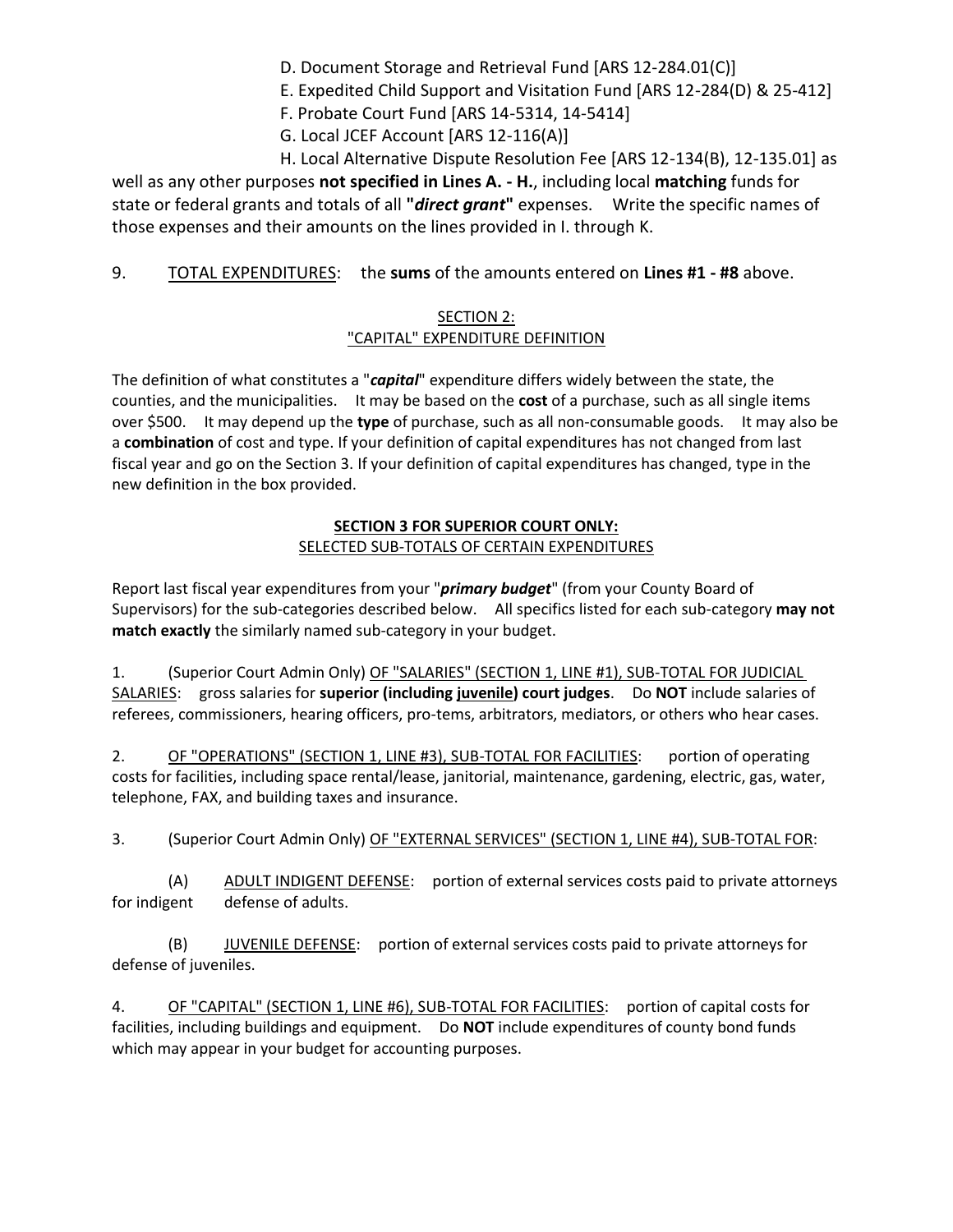D. Document Storage and Retrieval Fund [ARS 12-284.01(C)]

E. Expedited Child Support and Visitation Fund [ARS 12-284(D) & 25-412]

F. Probate Court Fund [ARS 14-5314, 14-5414]

G. Local JCEF Account [ARS 12-116(A)]

H. Local Alternative Dispute Resolution Fee [ARS 12-134(B), 12-135.01] as well as any other purposes **not specified in Lines A. - H.**, including local **matching** funds for state or federal grants and totals of all **"*direct grant*"** expenses. Write the specific names of those expenses and their amounts on the lines provided in I. through K.

9. TOTAL EXPENDITURES: the **sums** of the amounts entered on **Lines #1 - #8** above.

## SECTION 2:
## "CAPITAL" EXPENDITURE DEFINITION

The definition of what constitutes a "***capital***" expenditure differs widely between the state, the counties, and the municipalities. It may be based on the **cost** of a purchase, such as all single items over $500. It may depend up the **type** of purchase, such as all non-consumable goods. It may also be a **combination** of cost and type. If your definition of capital expenditures has not changed from last fiscal year and go on the Section 3. If your definition of capital expenditures has changed, type in the new definition in the box provided.

## SECTION 3 FOR SUPERIOR COURT ONLY:
## SELECTED SUB-TOTALS OF CERTAIN EXPENDITURES

Report last fiscal year expenditures from your "***primary budget***" (from your County Board of Supervisors) for the sub-categories described below. All specifics listed for each sub-category **may not match exactly** the similarly named sub-category in your budget.

1. (Superior Court Admin Only) OF "SALARIES" (SECTION 1, LINE #1), SUB-TOTAL FOR JUDICIAL SALARIES: gross salaries for **superior (including juvenile) court judges**. Do **NOT** include salaries of referees, commissioners, hearing officers, pro-tems, arbitrators, mediators, or others who hear cases.

2. OF "OPERATIONS" (SECTION 1, LINE #3), SUB-TOTAL FOR FACILITIES: portion of operating costs for facilities, including space rental/lease, janitorial, maintenance, gardening, electric, gas, water, telephone, FAX, and building taxes and insurance.

3. (Superior Court Admin Only) OF "EXTERNAL SERVICES" (SECTION 1, LINE #4), SUB-TOTAL FOR:

   (A) ADULT INDIGENT DEFENSE: portion of external services costs paid to private attorneys for indigent defense of adults.

   (B) JUVENILE DEFENSE: portion of external services costs paid to private attorneys for defense of juveniles.

4. OF "CAPITAL" (SECTION 1, LINE #6), SUB-TOTAL FOR FACILITIES: portion of capital costs for facilities, including buildings and equipment. Do **NOT** include expenditures of county bond funds which may appear in your budget for accounting purposes.